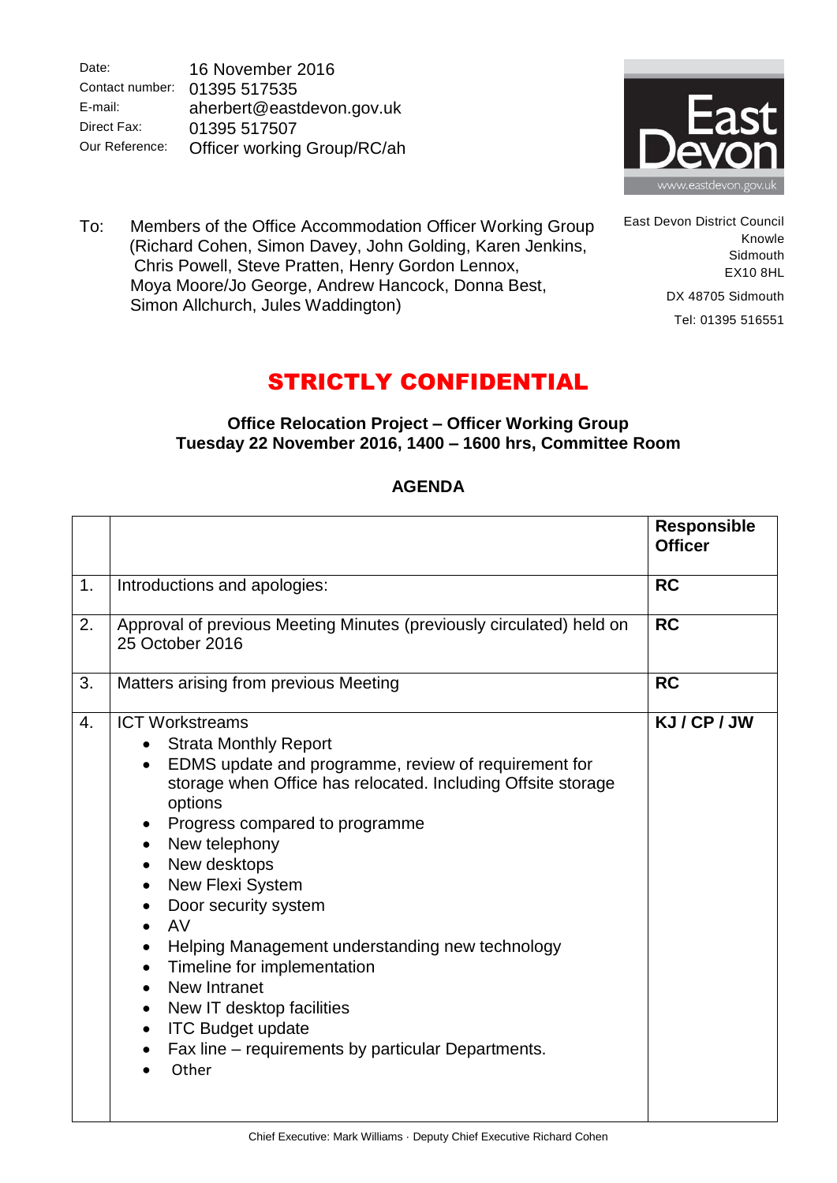Date: 16 November 2016
Contact number: 01395 517535
E-mail: aherbert@eastdevon.gov.uk
Direct Fax: 01395 517507
Our Reference: Officer working Group/RC/ah

East Devon District Council
Knowle
Sidmouth
EX10 8HL

DX 48705 Sidmouth

Tel: 01395 516551

To: Members of the Office Accommodation Officer Working Group (Richard Cohen, Simon Davey, John Golding, Karen Jenkins, Chris Powell, Steve Pratten, Henry Gordon Lennox, Moya Moore/Jo George, Andrew Hancock, Donna Best, Simon Allchurch, Jules Waddington)

# STRICTLY CONFIDENTIAL

**Office Relocation Project – Officer Working Group**
**Tuesday 22 November 2016, 1400 – 1600 hrs, Committee Room**

## AGENDA

| | | **Responsible Officer** |
|---|---|---|
| 1. | Introductions and apologies: | **RC** |
| 2. | Approval of previous Meeting Minutes (previously circulated) held on 25 October 2016 | **RC** |
| 3. | Matters arising from previous Meeting | **RC** |
| 4. | ICT Workstreams<br>• Strata Monthly Report<br>• EDMS update and programme, review of requirement for storage when Office has relocated. Including Offsite storage options<br>• Progress compared to programme<br>• New telephony<br>• New desktops<br>• New Flexi System<br>• Door security system<br>• AV<br>• Helping Management understanding new technology<br>• Timeline for implementation<br>• New Intranet<br>• New IT desktop facilities<br>• ITC Budget update<br>• Fax line – requirements by particular Departments.<br>• Other | **KJ / CP / JW** |

Chief Executive: Mark Williams · Deputy Chief Executive Richard Cohen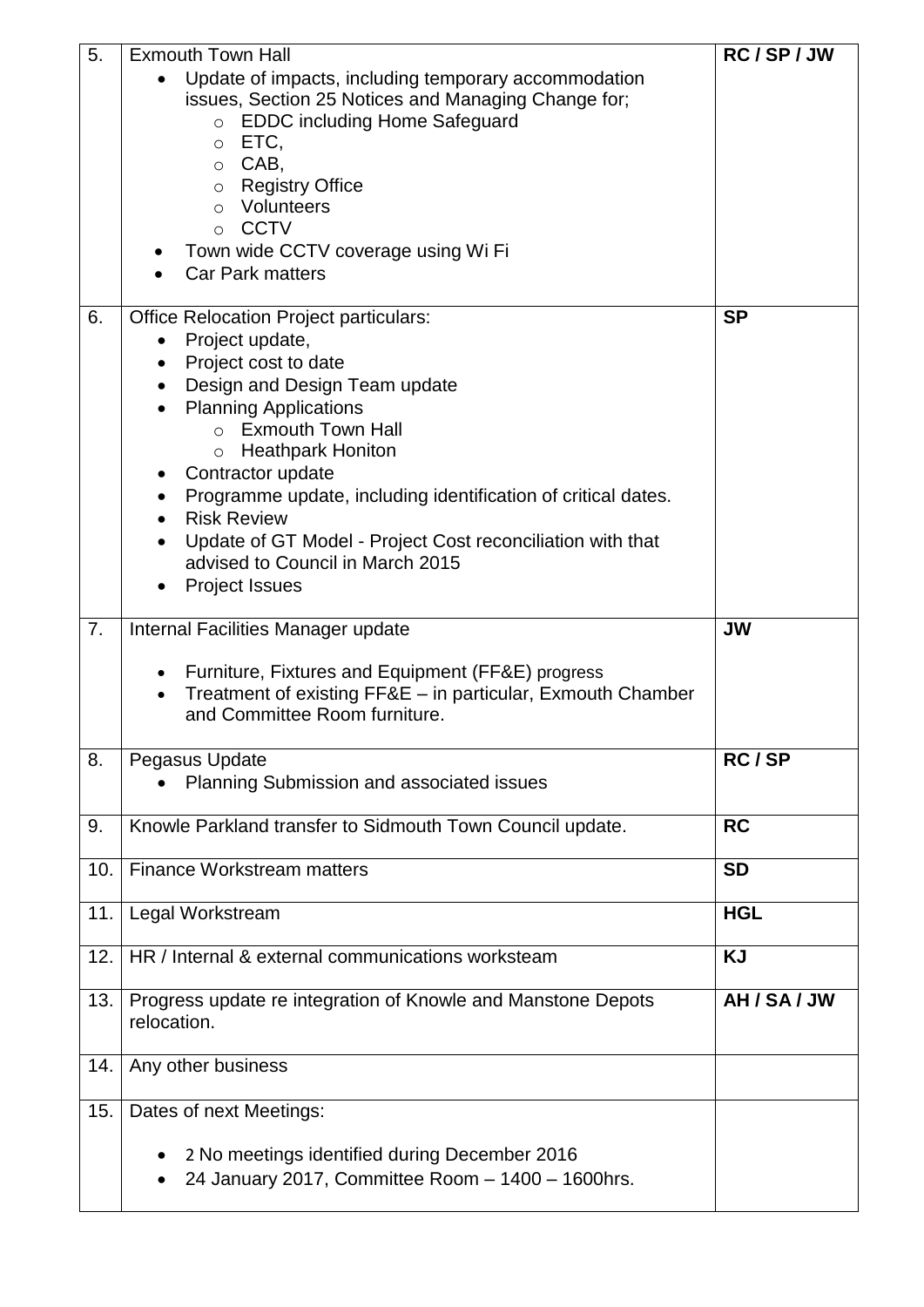| | | |
|---|---|---|
| 5. | Exmouth Town Hall<br>• Update of impacts, including temporary accommodation issues, Section 25 Notices and Managing Change for;<br>  ○ EDDC including Home Safeguard<br>  ○ ETC,<br>  ○ CAB,<br>  ○ Registry Office<br>  ○ Volunteers<br>  ○ CCTV<br>• Town wide CCTV coverage using Wi Fi<br>• Car Park matters | **RC / SP / JW** |
| 6. | Office Relocation Project particulars:<br>• Project update,<br>• Project cost to date<br>• Design and Design Team update<br>• Planning Applications<br>  ○ Exmouth Town Hall<br>  ○ Heathpark Honiton<br>• Contractor update<br>• Programme update, including identification of critical dates.<br>• Risk Review<br>• Update of GT Model - Project Cost reconciliation with that advised to Council in March 2015<br>• Project Issues | **SP** |
| 7. | Internal Facilities Manager update<br>• Furniture, Fixtures and Equipment (FF&E) progress<br>• Treatment of existing FF&E – in particular, Exmouth Chamber and Committee Room furniture. | **JW** |
| 8. | Pegasus Update<br>• Planning Submission and associated issues | **RC / SP** |
| 9. | Knowle Parkland transfer to Sidmouth Town Council update. | **RC** |
| 10. | Finance Workstream matters | **SD** |
| 11. | Legal Workstream | **HGL** |
| 12. | HR / Internal & external communications worksteam | **KJ** |
| 13. | Progress update re integration of Knowle and Manstone Depots relocation. | **AH / SA / JW** |
| 14. | Any other business | |
| 15. | Dates of next Meetings:<br>• 2 No meetings identified during December 2016<br>• 24 January 2017, Committee Room – 1400 – 1600hrs. | |